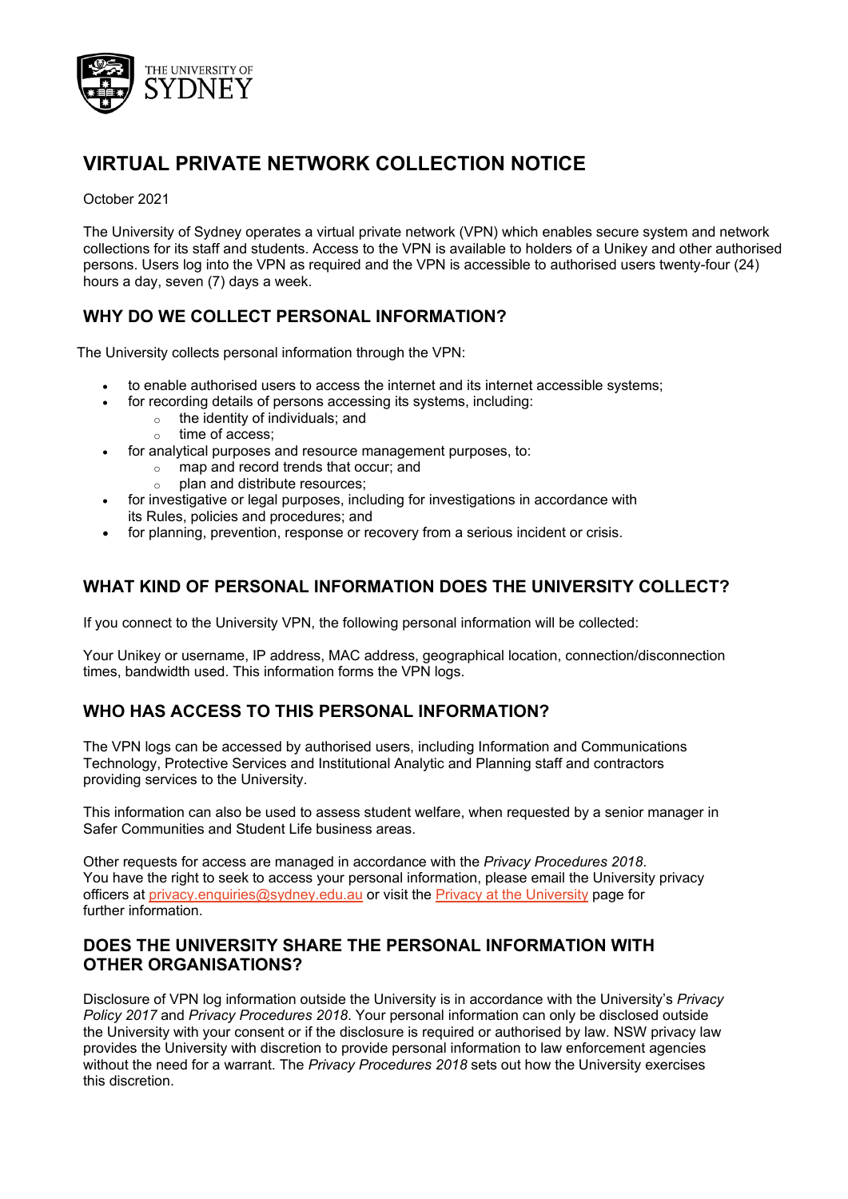# VIRTUAL PRIVATE NETWORK COLLECTION NOTICE

October 2021

The University of Sydney operates a virtual private network (VPN) which enables secure system and network collections for its staff and students. Access to the VPN is available to holders of a Unikey and other authorised persons. Users log into the VPN as required and the VPN is accessible to authorised users twenty-four (24) hours a day, seven (7) days a week.

## WHY DO WE COLLECT PERSONAL INFORMATION?

The University collects personal information through the VPN:

- to enable authorised users to access the internet and its internet accessible systems;
- for recording details of persons accessing its systems, including:
  - the identity of individuals; and
  - time of access;
- for analytical purposes and resource management purposes, to:
  - map and record trends that occur; and
  - plan and distribute resources;
- for investigative or legal purposes, including for investigations in accordance with its Rules, policies and procedures; and
- for planning, prevention, response or recovery from a serious incident or crisis.

## WHAT KIND OF PERSONAL INFORMATION DOES THE UNIVERSITY COLLECT?

If you connect to the University VPN, the following personal information will be collected:

Your Unikey or username, IP address, MAC address, geographical location, connection/disconnection times, bandwidth used. This information forms the VPN logs.

## WHO HAS ACCESS TO THIS PERSONAL INFORMATION?

The VPN logs can be accessed by authorised users, including Information and Communications Technology, Protective Services and Institutional Analytic and Planning staff and contractors providing services to the University.

This information can also be used to assess student welfare, when requested by a senior manager in Safer Communities and Student Life business areas.

Other requests for access are managed in accordance with the *Privacy Procedures 2018*. You have the right to seek to access your personal information, please email the University privacy officers at privacy.enquiries@sydney.edu.au or visit the Privacy at the University page for further information.

## DOES THE UNIVERSITY SHARE THE PERSONAL INFORMATION WITH OTHER ORGANISATIONS?

Disclosure of VPN log information outside the University is in accordance with the University's *Privacy Policy 2017* and *Privacy Procedures 2018*. Your personal information can only be disclosed outside the University with your consent or if the disclosure is required or authorised by law. NSW privacy law provides the University with discretion to provide personal information to law enforcement agencies without the need for a warrant. The *Privacy Procedures 2018* sets out how the University exercises this discretion.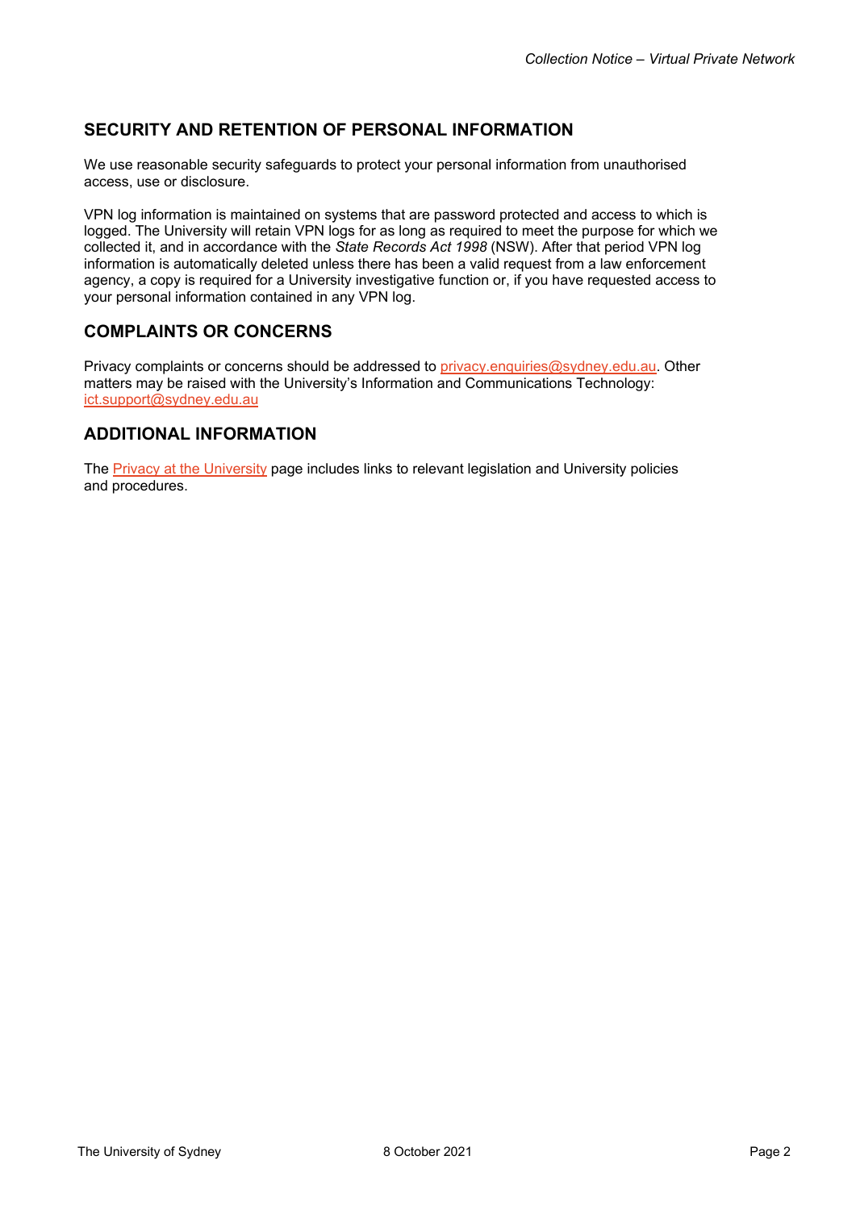## SECURITY AND RETENTION OF PERSONAL INFORMATION

We use reasonable security safeguards to protect your personal information from unauthorised access, use or disclosure.

VPN log information is maintained on systems that are password protected and access to which is logged. The University will retain VPN logs for as long as required to meet the purpose for which we collected it, and in accordance with the *State Records Act 1998* (NSW). After that period VPN log information is automatically deleted unless there has been a valid request from a law enforcement agency, a copy is required for a University investigative function or, if you have requested access to your personal information contained in any VPN log.

## COMPLAINTS OR CONCERNS

Privacy complaints or concerns should be addressed to privacy.enquiries@sydney.edu.au. Other matters may be raised with the University's Information and Communications Technology: ict.support@sydney.edu.au

## ADDITIONAL INFORMATION

The Privacy at the University page includes links to relevant legislation and University policies and procedures.